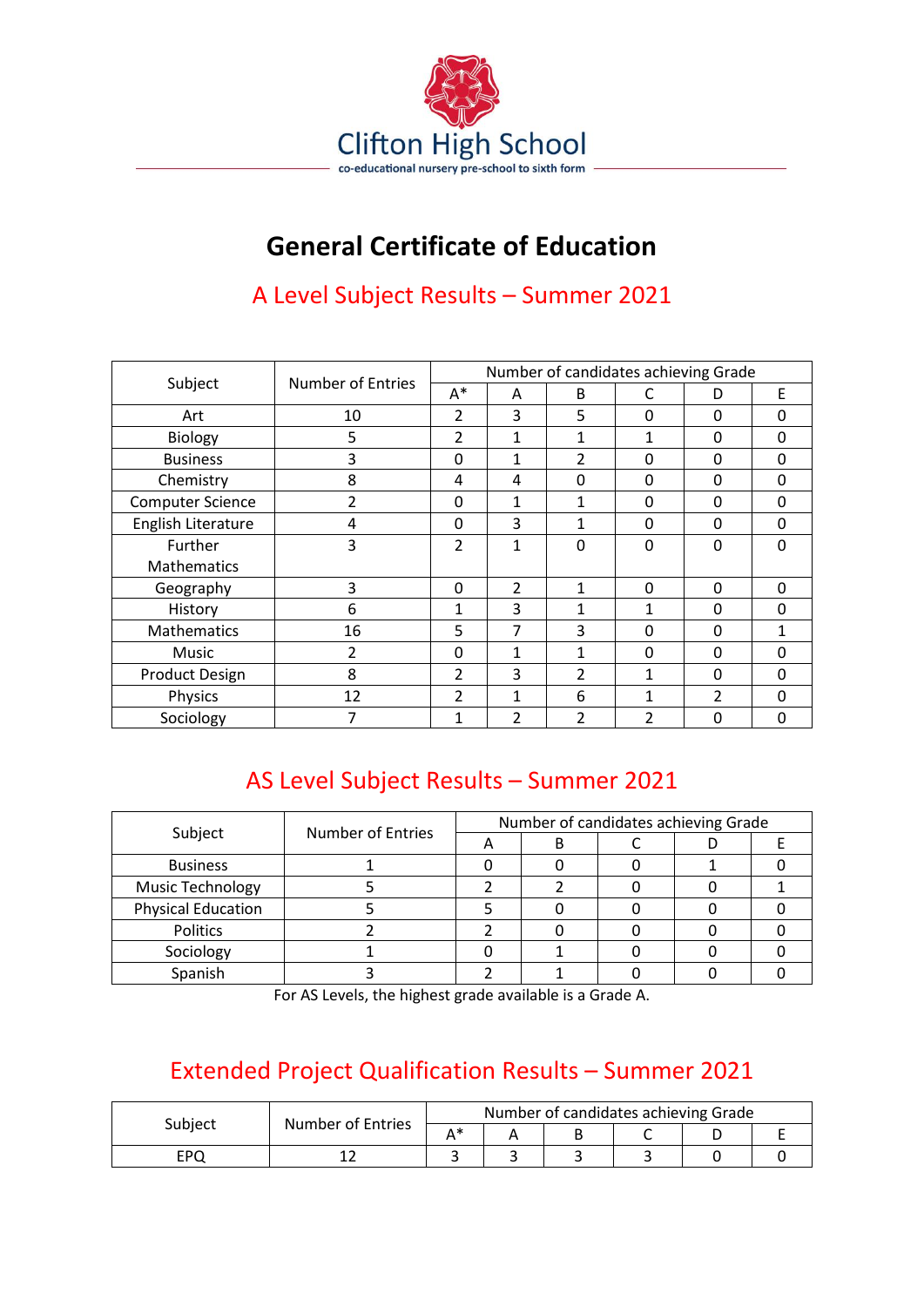Clifton High School

co-educational nursery pre-school to sixth form

# General Certificate of Education

## A Level Subject Results – Summer 2021

| Subject | Number of Entries | Number of candidates achieving Grade | | | | | |
|---|---|---|---|---|---|---|---|
| | | A* | A | B | C | D | E |
| Art | 10 | 2 | 3 | 5 | 0 | 0 | 0 |
| Biology | 5 | 2 | 1 | 1 | 1 | 0 | 0 |
| Business | 3 | 0 | 1 | 2 | 0 | 0 | 0 |
| Chemistry | 8 | 4 | 4 | 0 | 0 | 0 | 0 |
| Computer Science | 2 | 0 | 1 | 1 | 0 | 0 | 0 |
| English Literature | 4 | 0 | 3 | 1 | 0 | 0 | 0 |
| Further Mathematics | 3 | 2 | 1 | 0 | 0 | 0 | 0 |
| Geography | 3 | 0 | 2 | 1 | 0 | 0 | 0 |
| History | 6 | 1 | 3 | 1 | 1 | 0 | 0 |
| Mathematics | 16 | 5 | 7 | 3 | 0 | 0 | 1 |
| Music | 2 | 0 | 1 | 1 | 0 | 0 | 0 |
| Product Design | 8 | 2 | 3 | 2 | 1 | 0 | 0 |
| Physics | 12 | 2 | 1 | 6 | 1 | 2 | 0 |
| Sociology | 7 | 1 | 2 | 2 | 2 | 0 | 0 |

## AS Level Subject Results – Summer 2021

| Subject | Number of Entries | Number of candidates achieving Grade | | | | |
|---|---|---|---|---|---|---|
| | | A | B | C | D | E |
| Business | 1 | 0 | 0 | 0 | 1 | 0 |
| Music Technology | 5 | 2 | 2 | 0 | 0 | 1 |
| Physical Education | 5 | 5 | 0 | 0 | 0 | 0 |
| Politics | 2 | 2 | 0 | 0 | 0 | 0 |
| Sociology | 1 | 0 | 1 | 0 | 0 | 0 |
| Spanish | 3 | 2 | 1 | 0 | 0 | 0 |

For AS Levels, the highest grade available is a Grade A.

## Extended Project Qualification Results – Summer 2021

| Subject | Number of Entries | Number of candidates achieving Grade | | | | | |
|---|---|---|---|---|---|---|---|
| | | A* | A | B | C | D | E |
| EPQ | 12 | 3 | 3 | 3 | 3 | 0 | 0 |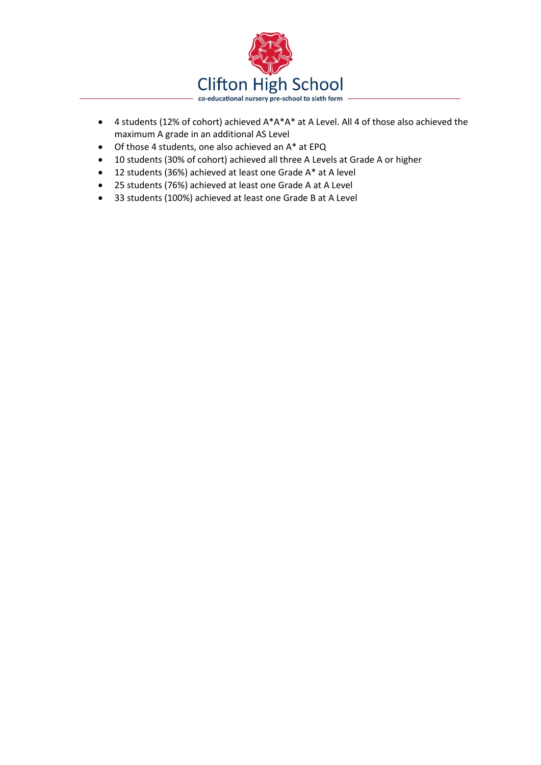- 4 students (12% of cohort) achieved A*A*A* at A Level. All 4 of those also achieved the maximum A grade in an additional AS Level
- Of those 4 students, one also achieved an A* at EPQ
- 10 students (30% of cohort) achieved all three A Levels at Grade A or higher
- 12 students (36%) achieved at least one Grade A* at A level
- 25 students (76%) achieved at least one Grade A at A Level
- 33 students (100%) achieved at least one Grade B at A Level